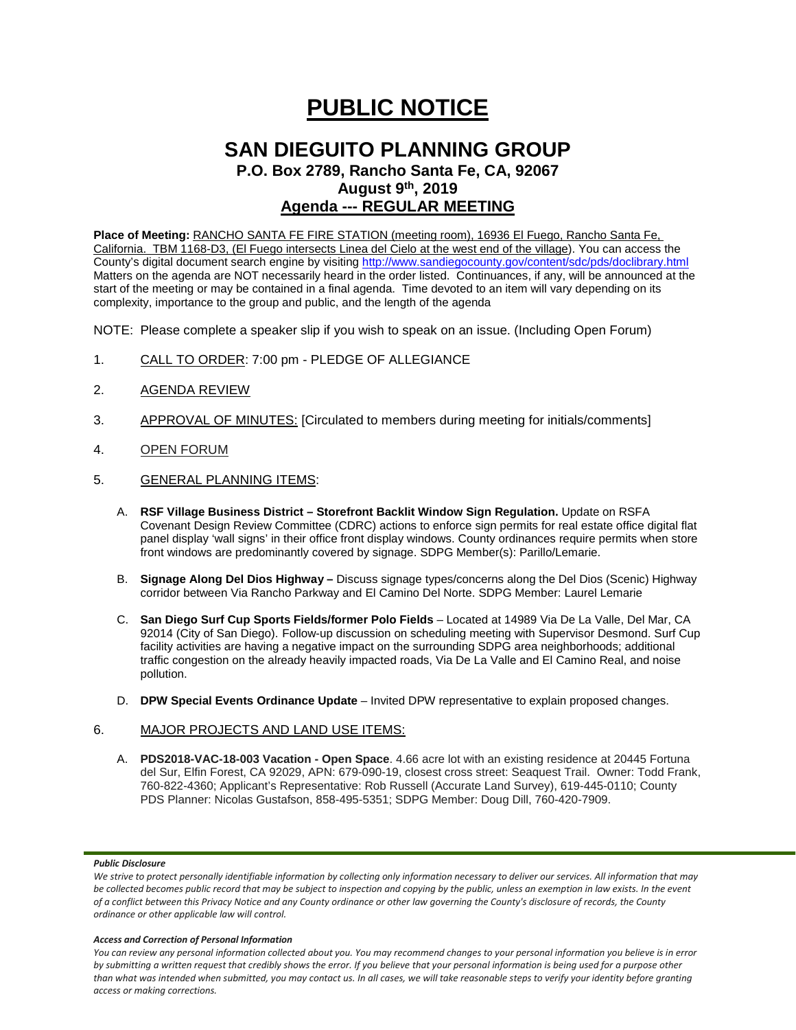# PUBLIC NOTICE

## SAN DIEGUITO PLANNING GROUP

### P.O. Box 2789, Rancho Santa Fe, CA, 92067

### August 9th, 2019

### Agenda --- REGULAR MEETING

**Place of Meeting:** RANCHO SANTA FE FIRE STATION (meeting room), 16936 El Fuego, Rancho Santa Fe, California. TBM 1168-D3, (El Fuego intersects Linea del Cielo at the west end of the village). You can access the County's digital document search engine by visiting http://www.sandiegocounty.gov/content/sdc/pds/doclibrary.html Matters on the agenda are NOT necessarily heard in the order listed. Continuances, if any, will be announced at the start of the meeting or may be contained in a final agenda. Time devoted to an item will vary depending on its complexity, importance to the group and public, and the length of the agenda

NOTE: Please complete a speaker slip if you wish to speak on an issue. (Including Open Forum)

1. CALL TO ORDER: 7:00 pm - PLEDGE OF ALLEGIANCE

2. AGENDA REVIEW

3. APPROVAL OF MINUTES: [Circulated to members during meeting for initials/comments]

4. OPEN FORUM

5. GENERAL PLANNING ITEMS:

   A. **RSF Village Business District – Storefront Backlit Window Sign Regulation.** Update on RSFA Covenant Design Review Committee (CDRC) actions to enforce sign permits for real estate office digital flat panel display 'wall signs' in their office front display windows. County ordinances require permits when store front windows are predominantly covered by signage. SDPG Member(s): Parillo/Lemarie.

   B. **Signage Along Del Dios Highway –** Discuss signage types/concerns along the Del Dios (Scenic) Highway corridor between Via Rancho Parkway and El Camino Del Norte. SDPG Member: Laurel Lemarie

   C. **San Diego Surf Cup Sports Fields/former Polo Fields** – Located at 14989 Via De La Valle, Del Mar, CA 92014 (City of San Diego). Follow-up discussion on scheduling meeting with Supervisor Desmond. Surf Cup facility activities are having a negative impact on the surrounding SDPG area neighborhoods; additional traffic congestion on the already heavily impacted roads, Via De La Valle and El Camino Real, and noise pollution.

   D. **DPW Special Events Ordinance Update** – Invited DPW representative to explain proposed changes.

6. MAJOR PROJECTS AND LAND USE ITEMS:

   A. **PDS2018-VAC-18-003 Vacation - Open Space**. 4.66 acre lot with an existing residence at 20445 Fortuna del Sur, Elfin Forest, CA 92029, APN: 679-090-19, closest cross street: Seaquest Trail. Owner: Todd Frank, 760-822-4360; Applicant's Representative: Rob Russell (Accurate Land Survey), 619-445-0110; County PDS Planner: Nicolas Gustafson, 858-495-5351; SDPG Member: Doug Dill, 760-420-7909.

***Public Disclosure***

*We strive to protect personally identifiable information by collecting only information necessary to deliver our services. All information that may be collected becomes public record that may be subject to inspection and copying by the public, unless an exemption in law exists. In the event of a conflict between this Privacy Notice and any County ordinance or other law governing the County's disclosure of records, the County ordinance or other applicable law will control.*

***Access and Correction of Personal Information***

*You can review any personal information collected about you. You may recommend changes to your personal information you believe is in error by submitting a written request that credibly shows the error. If you believe that your personal information is being used for a purpose other than what was intended when submitted, you may contact us. In all cases, we will take reasonable steps to verify your identity before granting access or making corrections.*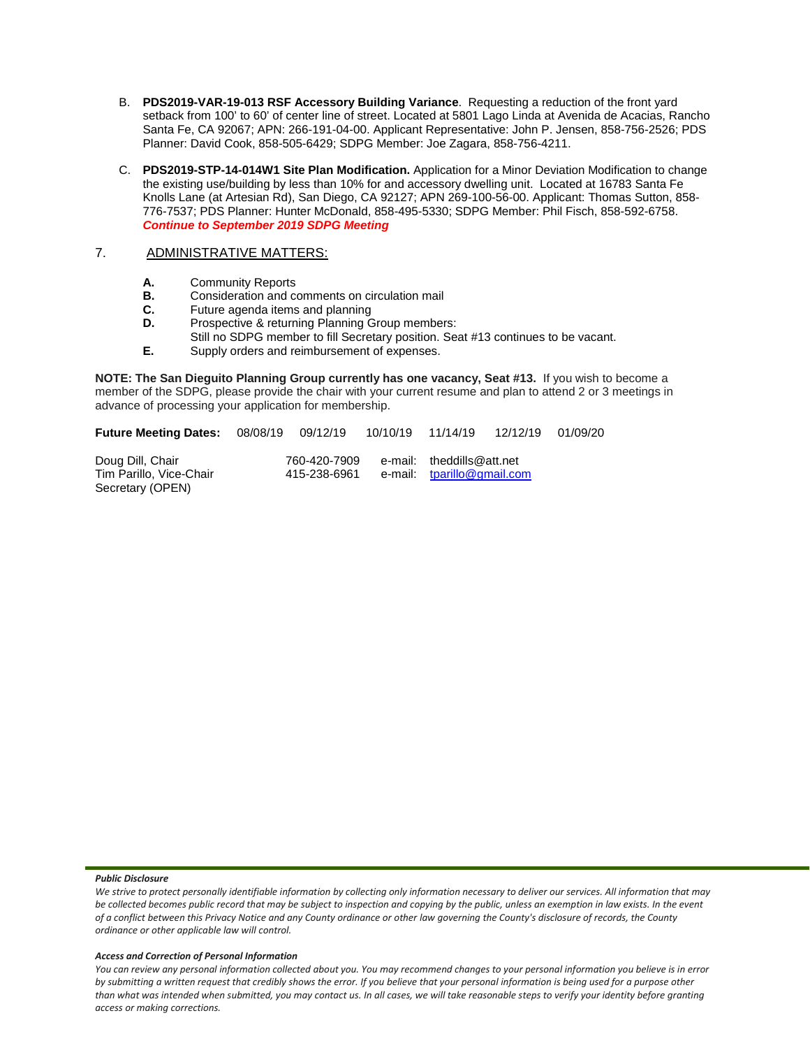B. **PDS2019-VAR-19-013 RSF Accessory Building Variance**. Requesting a reduction of the front yard setback from 100' to 60' of center line of street. Located at 5801 Lago Linda at Avenida de Acacias, Rancho Santa Fe, CA 92067; APN: 266-191-04-00. Applicant Representative: John P. Jensen, 858-756-2526; PDS Planner: David Cook, 858-505-6429; SDPG Member: Joe Zagara, 858-756-4211.

C. **PDS2019-STP-14-014W1 Site Plan Modification.** Application for a Minor Deviation Modification to change the existing use/building by less than 10% for and accessory dwelling unit. Located at 16783 Santa Fe Knolls Lane (at Artesian Rd), San Diego, CA 92127; APN 269-100-56-00. Applicant: Thomas Sutton, 858-776-7537; PDS Planner: Hunter McDonald, 858-495-5330; SDPG Member: Phil Fisch, 858-592-6758. ***Continue to September 2019 SDPG Meeting***

7. ADMINISTRATIVE MATTERS:

- **A.** Community Reports
- **B.** Consideration and comments on circulation mail
- **C.** Future agenda items and planning
- **D.** Prospective & returning Planning Group members:
  Still no SDPG member to fill Secretary position. Seat #13 continues to be vacant.
- **E.** Supply orders and reimbursement of expenses.

**NOTE: The San Dieguito Planning Group currently has one vacancy, Seat #13.** If you wish to become a member of the SDPG, please provide the chair with your current resume and plan to attend 2 or 3 meetings in advance of processing your application for membership.

**Future Meeting Dates:** 08/08/19 09/12/19 10/10/19 11/14/19 12/12/19 01/09/20

| | | |
|---|---|---|
| Doug Dill, Chair | 760-420-7909 | e-mail: theddills@att.net |
| Tim Parillo, Vice-Chair | 415-238-6961 | e-mail: tparillo@gmail.com |
| Secretary (OPEN) | | |

***Public Disclosure***

*We strive to protect personally identifiable information by collecting only information necessary to deliver our services. All information that may be collected becomes public record that may be subject to inspection and copying by the public, unless an exemption in law exists. In the event of a conflict between this Privacy Notice and any County ordinance or other law governing the County's disclosure of records, the County ordinance or other applicable law will control.*

***Access and Correction of Personal Information***

*You can review any personal information collected about you. You may recommend changes to your personal information you believe is in error by submitting a written request that credibly shows the error. If you believe that your personal information is being used for a purpose other than what was intended when submitted, you may contact us. In all cases, we will take reasonable steps to verify your identity before granting access or making corrections.*